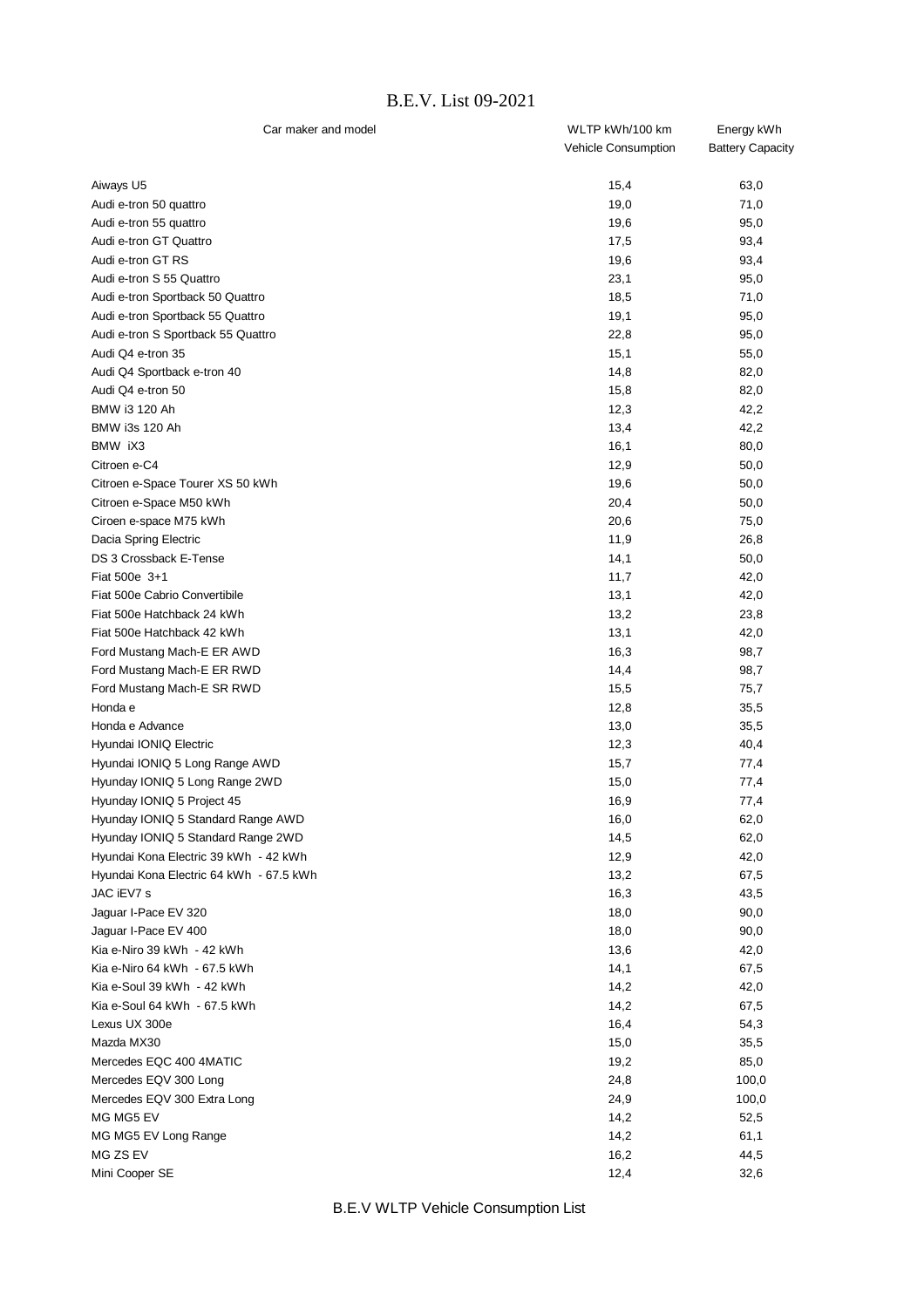# B.E.V. List 09-2021

| Car maker and model | WLTP kWh/100 km Vehicle Consumption | Energy kWh Battery Capacity |
|---|---|---|
| Aiways U5 | 15,4 | 63,0 |
| Audi e-tron 50 quattro | 19,0 | 71,0 |
| Audi e-tron 55 quattro | 19,6 | 95,0 |
| Audi e-tron GT Quattro | 17,5 | 93,4 |
| Audi e-tron GT RS | 19,6 | 93,4 |
| Audi e-tron S 55 Quattro | 23,1 | 95,0 |
| Audi e-tron Sportback 50 Quattro | 18,5 | 71,0 |
| Audi e-tron Sportback 55 Quattro | 19,1 | 95,0 |
| Audi e-tron S Sportback 55 Quattro | 22,8 | 95,0 |
| Audi Q4 e-tron 35 | 15,1 | 55,0 |
| Audi Q4 Sportback e-tron 40 | 14,8 | 82,0 |
| Audi Q4 e-tron 50 | 15,8 | 82,0 |
| BMW i3 120 Ah | 12,3 | 42,2 |
| BMW i3s 120 Ah | 13,4 | 42,2 |
| BMW iX3 | 16,1 | 80,0 |
| Citroen e-C4 | 12,9 | 50,0 |
| Citroen e-Space Tourer XS 50 kWh | 19,6 | 50,0 |
| Citroen e-Space M50 kWh | 20,4 | 50,0 |
| Ciroen e-space M75 kWh | 20,6 | 75,0 |
| Dacia Spring Electric | 11,9 | 26,8 |
| DS 3 Crossback E-Tense | 14,1 | 50,0 |
| Fiat 500e 3+1 | 11,7 | 42,0 |
| Fiat 500e Cabrio Convertibile | 13,1 | 42,0 |
| Fiat 500e Hatchback 24 kWh | 13,2 | 23,8 |
| Fiat 500e Hatchback 42 kWh | 13,1 | 42,0 |
| Ford Mustang Mach-E ER AWD | 16,3 | 98,7 |
| Ford Mustang Mach-E ER RWD | 14,4 | 98,7 |
| Ford Mustang Mach-E SR RWD | 15,5 | 75,7 |
| Honda e | 12,8 | 35,5 |
| Honda e Advance | 13,0 | 35,5 |
| Hyundai IONIQ Electric | 12,3 | 40,4 |
| Hyundai IONIQ 5 Long Range AWD | 15,7 | 77,4 |
| Hyunday IONIQ 5 Long Range 2WD | 15,0 | 77,4 |
| Hyunday IONIQ 5 Project 45 | 16,9 | 77,4 |
| Hyunday IONIQ 5 Standard Range AWD | 16,0 | 62,0 |
| Hyunday IONIQ 5 Standard Range 2WD | 14,5 | 62,0 |
| Hyundai Kona Electric 39 kWh - 42 kWh | 12,9 | 42,0 |
| Hyundai Kona Electric 64 kWh - 67.5 kWh | 13,2 | 67,5 |
| JAC iEV7 s | 16,3 | 43,5 |
| Jaguar I-Pace EV 320 | 18,0 | 90,0 |
| Jaguar I-Pace EV 400 | 18,0 | 90,0 |
| Kia e-Niro 39 kWh - 42 kWh | 13,6 | 42,0 |
| Kia e-Niro 64 kWh - 67.5 kWh | 14,1 | 67,5 |
| Kia e-Soul 39 kWh - 42 kWh | 14,2 | 42,0 |
| Kia e-Soul 64 kWh - 67.5 kWh | 14,2 | 67,5 |
| Lexus UX 300e | 16,4 | 54,3 |
| Mazda MX30 | 15,0 | 35,5 |
| Mercedes EQC 400 4MATIC | 19,2 | 85,0 |
| Mercedes EQV 300 Long | 24,8 | 100,0 |
| Mercedes EQV 300 Extra Long | 24,9 | 100,0 |
| MG MG5 EV | 14,2 | 52,5 |
| MG MG5 EV Long Range | 14,2 | 61,1 |
| MG ZS EV | 16,2 | 44,5 |
| Mini Cooper SE | 12,4 | 32,6 |

B.E.V WLTP Vehicle Consumption List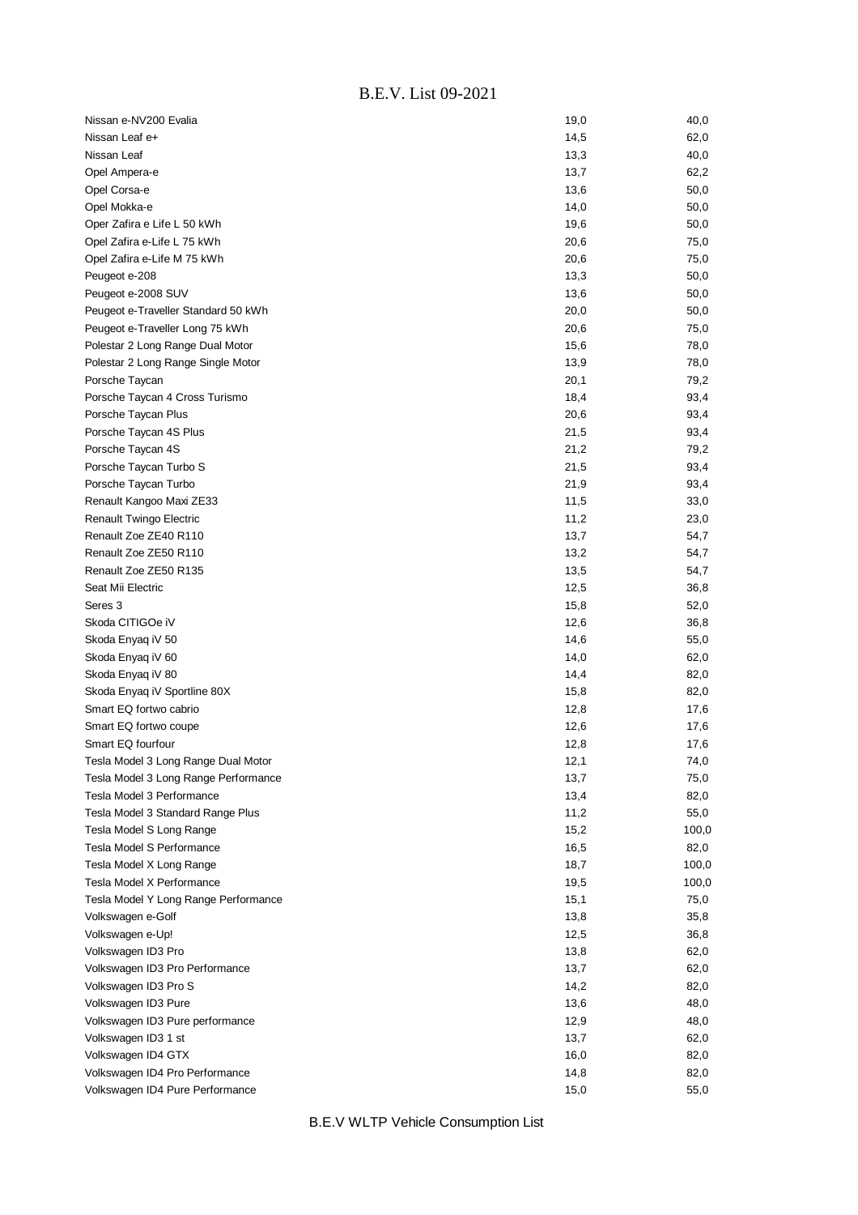| | | |
|---|---|---|
| Nissan e-NV200 Evalia | 19,0 | 40,0 |
| Nissan Leaf e+ | 14,5 | 62,0 |
| Nissan Leaf | 13,3 | 40,0 |
| Opel Ampera-e | 13,7 | 62,2 |
| Opel Corsa-e | 13,6 | 50,0 |
| Opel Mokka-e | 14,0 | 50,0 |
| Oper Zafira e Life L 50 kWh | 19,6 | 50,0 |
| Opel Zafira e-Life L 75 kWh | 20,6 | 75,0 |
| Opel Zafira e-Life M 75 kWh | 20,6 | 75,0 |
| Peugeot e-208 | 13,3 | 50,0 |
| Peugeot e-2008 SUV | 13,6 | 50,0 |
| Peugeot e-Traveller Standard 50 kWh | 20,0 | 50,0 |
| Peugeot e-Traveller Long 75 kWh | 20,6 | 75,0 |
| Polestar 2 Long Range Dual Motor | 15,6 | 78,0 |
| Polestar 2 Long Range Single Motor | 13,9 | 78,0 |
| Porsche Taycan | 20,1 | 79,2 |
| Porsche Taycan 4 Cross Turismo | 18,4 | 93,4 |
| Porsche Taycan Plus | 20,6 | 93,4 |
| Porsche Taycan 4S Plus | 21,5 | 93,4 |
| Porsche Taycan 4S | 21,2 | 79,2 |
| Porsche Taycan Turbo S | 21,5 | 93,4 |
| Porsche Taycan Turbo | 21,9 | 93,4 |
| Renault Kangoo Maxi ZE33 | 11,5 | 33,0 |
| Renault Twingo Electric | 11,2 | 23,0 |
| Renault Zoe ZE40 R110 | 13,7 | 54,7 |
| Renault Zoe ZE50 R110 | 13,2 | 54,7 |
| Renault Zoe ZE50 R135 | 13,5 | 54,7 |
| Seat Mii Electric | 12,5 | 36,8 |
| Seres 3 | 15,8 | 52,0 |
| Skoda CITIGOe iV | 12,6 | 36,8 |
| Skoda Enyaq iV 50 | 14,6 | 55,0 |
| Skoda Enyaq iV 60 | 14,0 | 62,0 |
| Skoda Enyaq iV 80 | 14,4 | 82,0 |
| Skoda Enyaq iV Sportline 80X | 15,8 | 82,0 |
| Smart EQ fortwo cabrio | 12,8 | 17,6 |
| Smart EQ fortwo coupe | 12,6 | 17,6 |
| Smart EQ fourfour | 12,8 | 17,6 |
| Tesla Model 3 Long Range Dual Motor | 12,1 | 74,0 |
| Tesla Model 3 Long Range Performance | 13,7 | 75,0 |
| Tesla Model 3 Performance | 13,4 | 82,0 |
| Tesla Model 3 Standard Range Plus | 11,2 | 55,0 |
| Tesla Model S Long Range | 15,2 | 100,0 |
| Tesla Model S Performance | 16,5 | 82,0 |
| Tesla Model X Long Range | 18,7 | 100,0 |
| Tesla Model X Performance | 19,5 | 100,0 |
| Tesla Model Y Long Range Performance | 15,1 | 75,0 |
| Volkswagen e-Golf | 13,8 | 35,8 |
| Volkswagen e-Up! | 12,5 | 36,8 |
| Volkswagen ID3 Pro | 13,8 | 62,0 |
| Volkswagen ID3 Pro Performance | 13,7 | 62,0 |
| Volkswagen ID3 Pro S | 14,2 | 82,0 |
| Volkswagen ID3 Pure | 13,6 | 48,0 |
| Volkswagen ID3 Pure performance | 12,9 | 48,0 |
| Volkswagen ID3 1 st | 13,7 | 62,0 |
| Volkswagen ID4 GTX | 16,0 | 82,0 |
| Volkswagen ID4 Pro Performance | 14,8 | 82,0 |
| Volkswagen ID4 Pure Performance | 15,0 | 55,0 |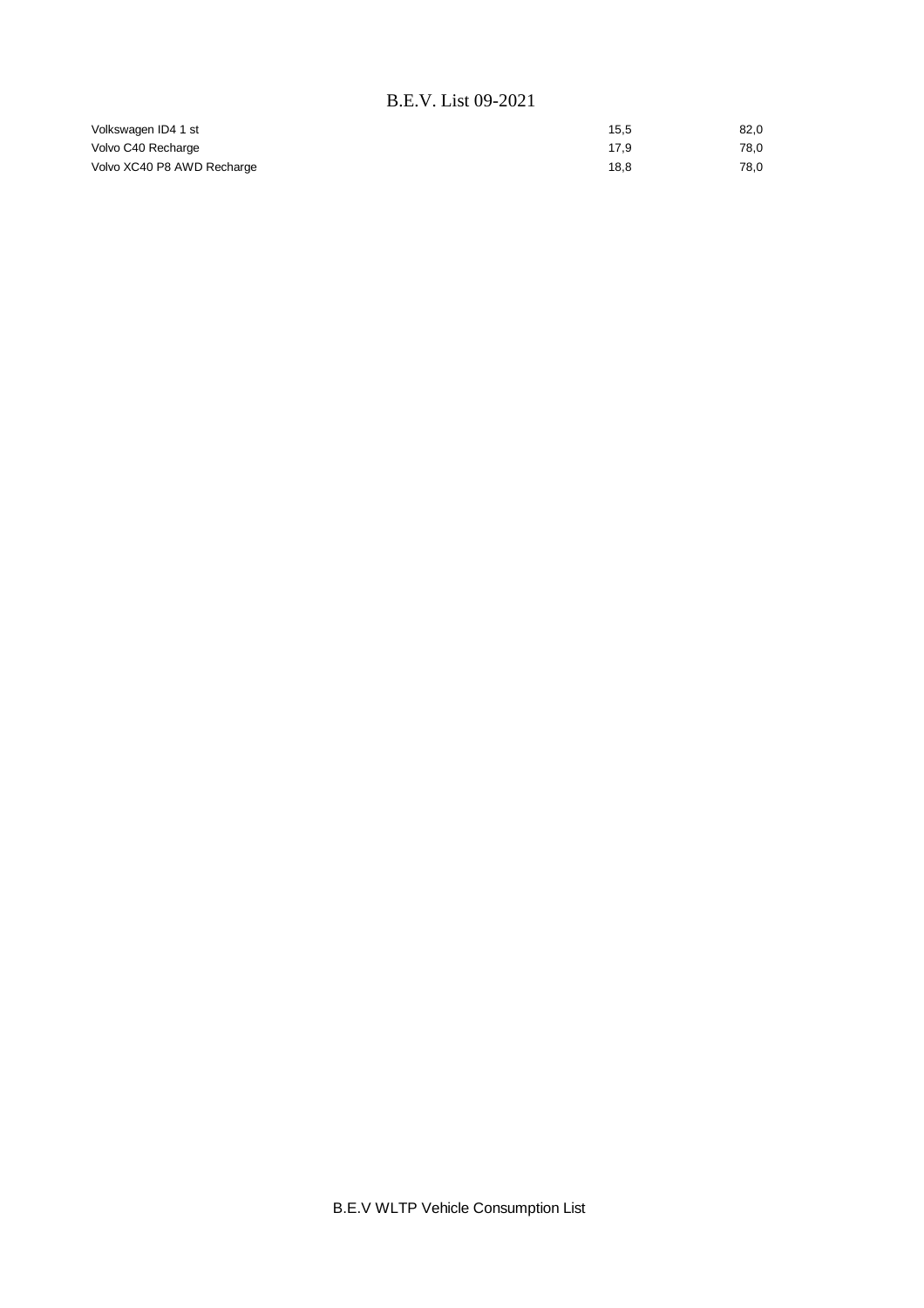# B.E.V. List 09-2021

| | | |
|---|---|---|
| Volkswagen ID4 1 st | 15,5 | 82,0 |
| Volvo C40 Recharge | 17,9 | 78,0 |
| Volvo XC40 P8 AWD Recharge | 18,8 | 78,0 |